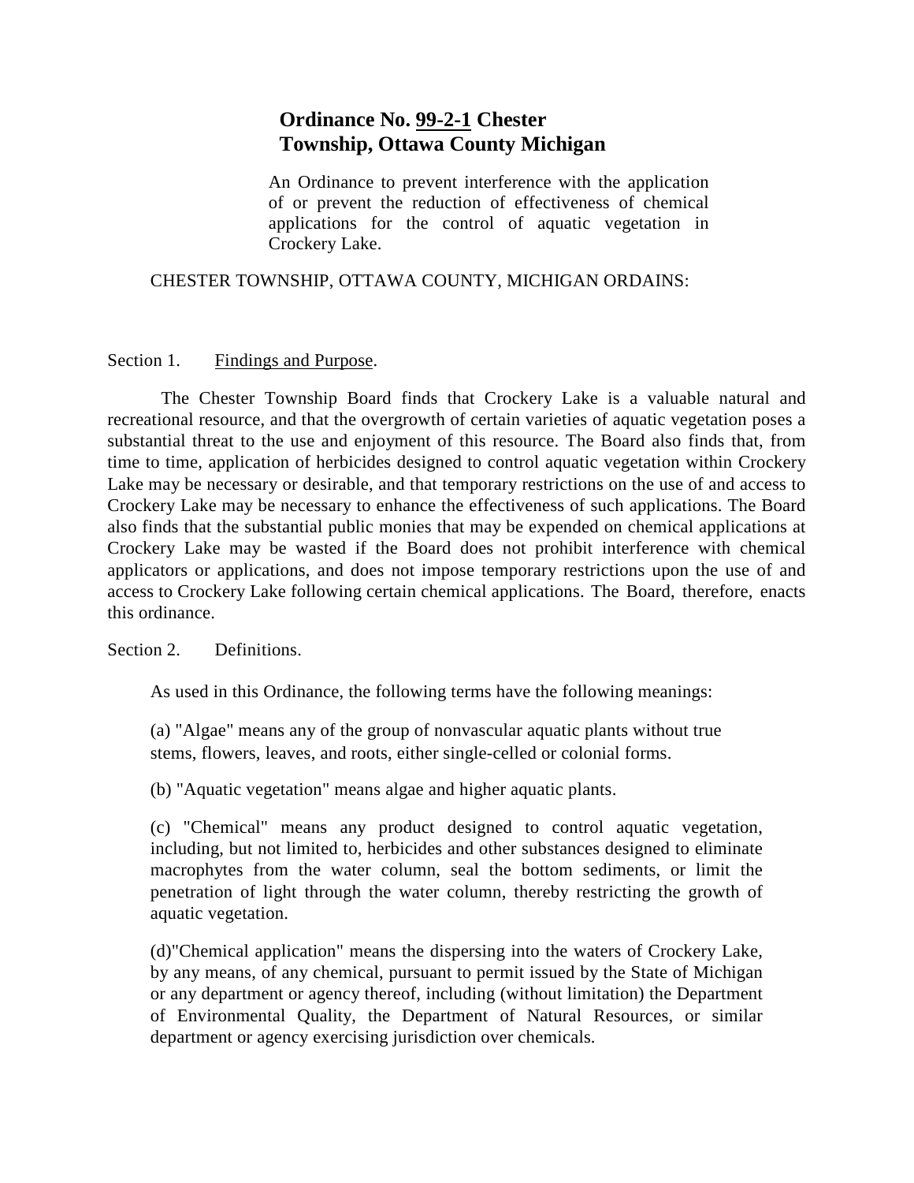# **Ordinance No. 99-2-1 Chester Township, Ottawa County Michigan**

An Ordinance to prevent interference with the application of or prevent the reduction of effectiveness of chemical applications for the control of aquatic vegetation in Crockery Lake.

CHESTER TOWNSHIP, OTTAWA COUNTY, MICHIGAN ORDAINS:

Section 1. Findings and Purpose.

The Chester Township Board finds that Crockery Lake is a valuable natural and recreational resource, and that the overgrowth of certain varieties of aquatic vegetation poses a substantial threat to the use and enjoyment of this resource. The Board also finds that, from time to time, application of herbicides designed to control aquatic vegetation within Crockery Lake may be necessary or desirable, and that temporary restrictions on the use of and access to Crockery Lake may be necessary to enhance the effectiveness of such applications. The Board also finds that the substantial public monies that may be expended on chemical applications at Crockery Lake may be wasted if the Board does not prohibit interference with chemical applicators or applications, and does not impose temporary restrictions upon the use of and access to Crockery Lake following certain chemical applications. The Board, therefore, enacts this ordinance.

Section 2. Definitions.

As used in this Ordinance, the following terms have the following meanings:

(a) "Algae" means any of the group of nonvascular aquatic plants without true stems, flowers, leaves, and roots, either single-celled or colonial forms.

(b) "Aquatic vegetation" means algae and higher aquatic plants.

(c) "Chemical" means any product designed to control aquatic vegetation, including, but not limited to, herbicides and other substances designed to eliminate macrophytes from the water column, seal the bottom sediments, or limit the penetration of light through the water column, thereby restricting the growth of aquatic vegetation.

(d)"Chemical application" means the dispersing into the waters of Crockery Lake, by any means, of any chemical, pursuant to permit issued by the State of Michigan or any department or agency thereof, including (without limitation) the Department of Environmental Quality, the Department of Natural Resources, or similar department or agency exercising jurisdiction over chemicals.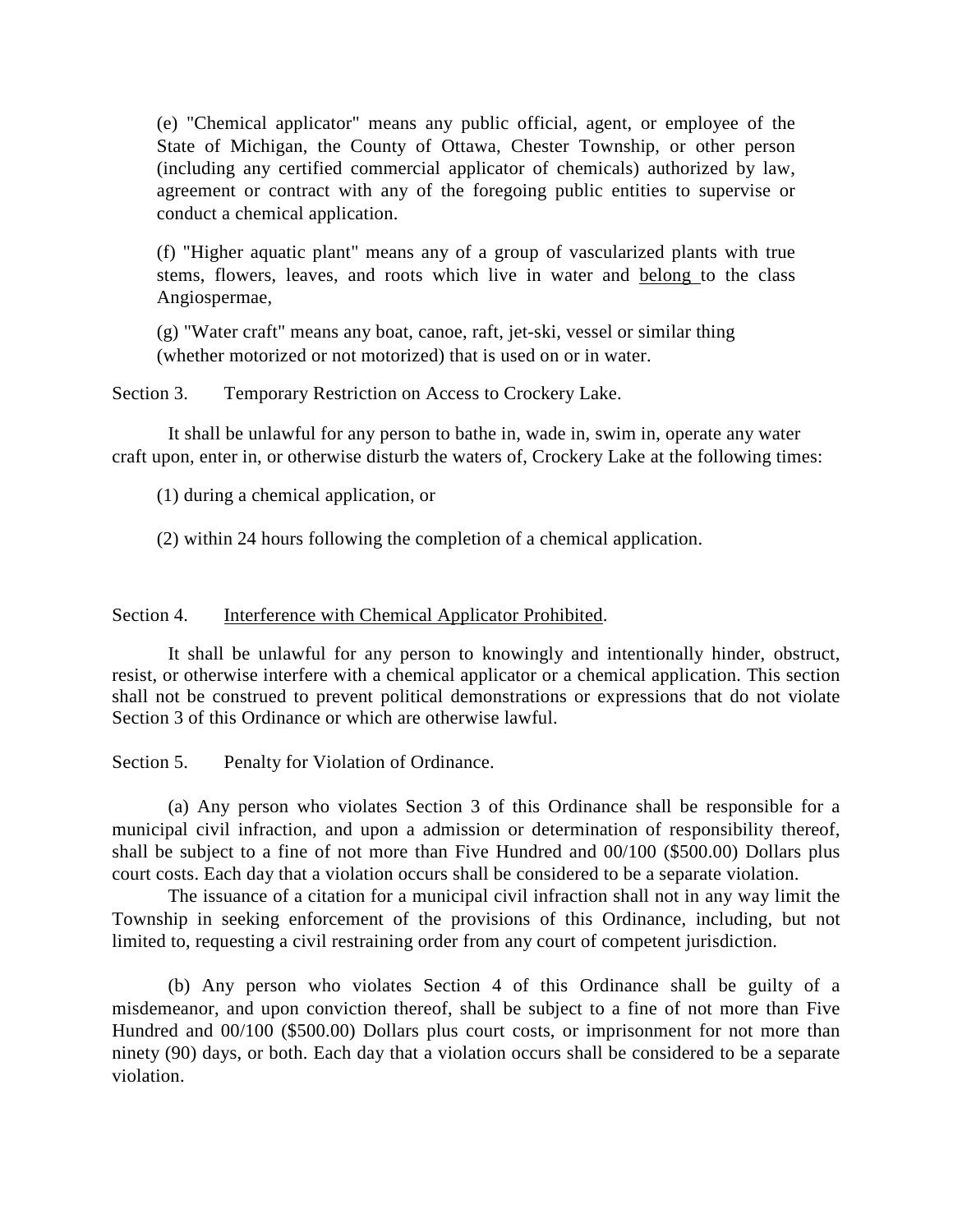(e) "Chemical applicator" means any public official, agent, or employee of the State of Michigan, the County of Ottawa, Chester Township, or other person (including any certified commercial applicator of chemicals) authorized by law, agreement or contract with any of the foregoing public entities to supervise or conduct a chemical application.

(f) "Higher aquatic plant" means any of a group of vascularized plants with true stems, flowers, leaves, and roots which live in water and belong to the class Angiospermae,

(g) "Water craft" means any boat, canoe, raft, jet-ski, vessel or similar thing (whether motorized or not motorized) that is used on or in water.

Section 3. Temporary Restriction on Access to Crockery Lake.

It shall be unlawful for any person to bathe in, wade in, swim in, operate any water craft upon, enter in, or otherwise disturb the waters of, Crockery Lake at the following times:

(1) during a chemical application, or

(2) within 24 hours following the completion of a chemical application.

Section 4. Interference with Chemical Applicator Prohibited.

It shall be unlawful for any person to knowingly and intentionally hinder, obstruct, resist, or otherwise interfere with a chemical applicator or a chemical application. This section shall not be construed to prevent political demonstrations or expressions that do not violate Section 3 of this Ordinance or which are otherwise lawful.

Section 5. Penalty for Violation of Ordinance.

(a) Any person who violates Section 3 of this Ordinance shall be responsible for a municipal civil infraction, and upon a admission or determination of responsibility thereof, shall be subject to a fine of not more than Five Hundred and 00/100 ($500.00) Dollars plus court costs. Each day that a violation occurs shall be considered to be a separate violation.

The issuance of a citation for a municipal civil infraction shall not in any way limit the Township in seeking enforcement of the provisions of this Ordinance, including, but not limited to, requesting a civil restraining order from any court of competent jurisdiction.

(b) Any person who violates Section 4 of this Ordinance shall be guilty of a misdemeanor, and upon conviction thereof, shall be subject to a fine of not more than Five Hundred and 00/100 ($500.00) Dollars plus court costs, or imprisonment for not more than ninety (90) days, or both. Each day that a violation occurs shall be considered to be a separate violation.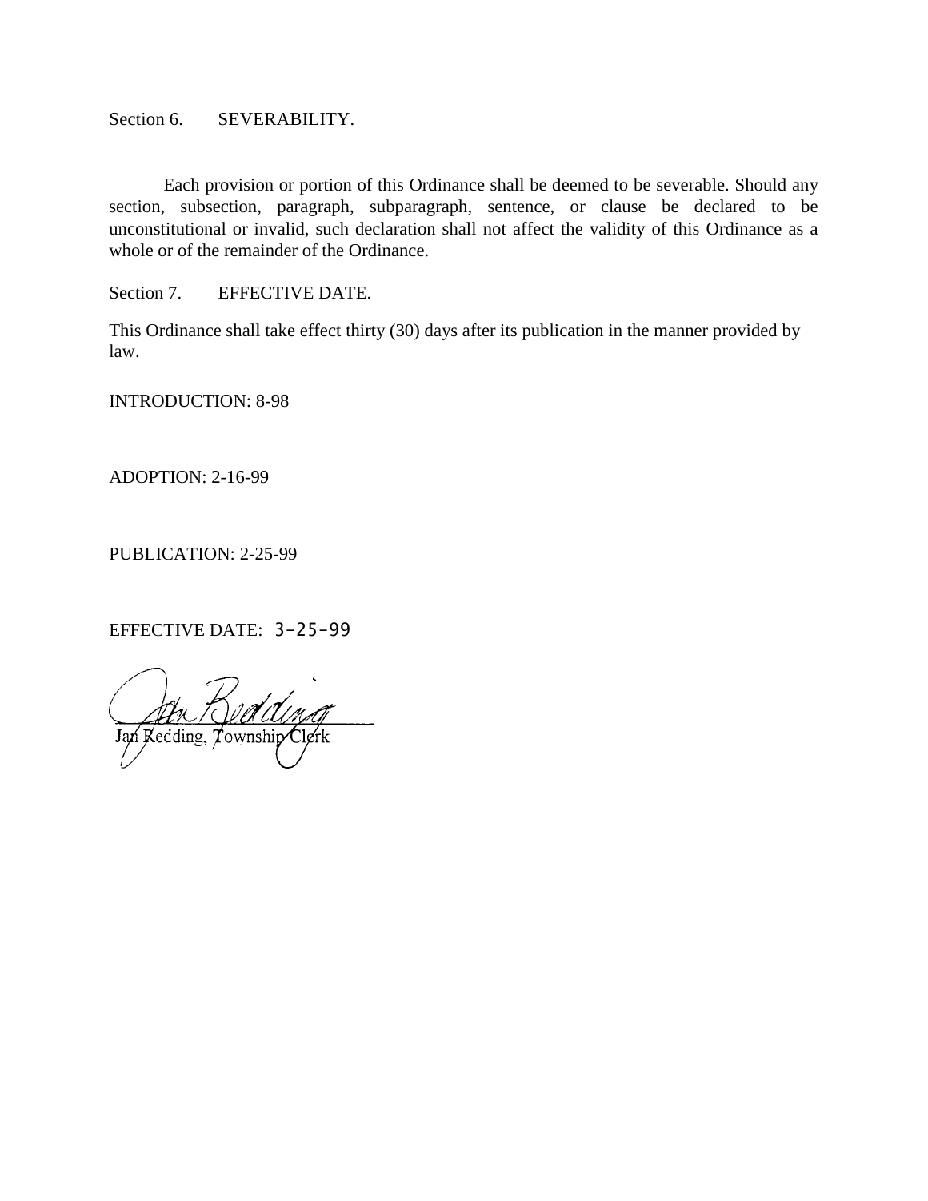Section 6. SEVERABILITY.

Each provision or portion of this Ordinance shall be deemed to be severable. Should any section, subsection, paragraph, subparagraph, sentence, or clause be declared to be unconstitutional or invalid, such declaration shall not affect the validity of this Ordinance as a whole or of the remainder of the Ordinance.

Section 7. EFFECTIVE DATE.

This Ordinance shall take effect thirty (30) days after its publication in the manner provided by law.

INTRODUCTION: 8-98

ADOPTION: 2-16-99

PUBLICATION: 2-25-99

EFFECTIVE DATE: 3-25-99

Jan Redding, Township Clerk